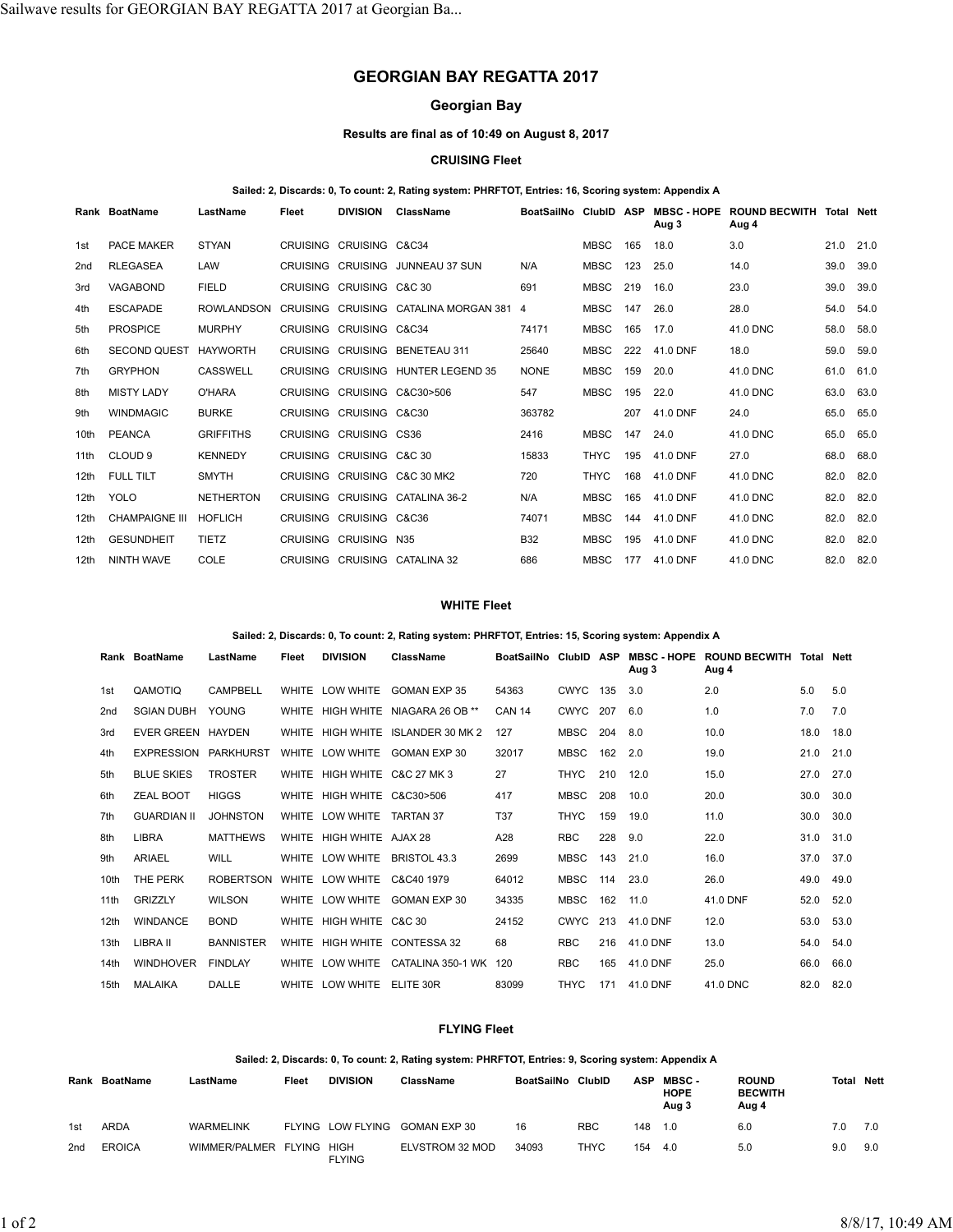# GEORGIAN BAY REGATTA 2017

## Georgian Bay

### Results are final as of 10:49 on August 8, 2017

### CRUISING Fleet

**Sailed: 2, Discards: 0, To count: 2, Rating system: PHRFTOT, Entries: 16, Scoring system: Appendix A**

| Rank | BoatName | LastName | Fleet | DIVISION | ClassName | BoatSailNo | ClubID | ASP | MBSC - HOPE Aug 3 | ROUND BECWITH Aug 4 | Total | Nett |
|---|---|---|---|---|---|---|---|---|---|---|---|---|
| 1st | PACE MAKER | STYAN | CRUISING | CRUISING | C&C34 | | MBSC | 165 | 18.0 | 3.0 | 21.0 | 21.0 |
| 2nd | RLEGASEA | LAW | CRUISING | CRUISING | JUNNEAU 37 SUN | N/A | MBSC | 123 | 25.0 | 14.0 | 39.0 | 39.0 |
| 3rd | VAGABOND | FIELD | CRUISING | CRUISING | C&C 30 | 691 | MBSC | 219 | 16.0 | 23.0 | 39.0 | 39.0 |
| 4th | ESCAPADE | ROWLANDSON | CRUISING | CRUISING | CATALINA MORGAN 381 | 4 | MBSC | 147 | 26.0 | 28.0 | 54.0 | 54.0 |
| 5th | PROSPICE | MURPHY | CRUISING | CRUISING | C&C34 | 74171 | MBSC | 165 | 17.0 | 41.0 DNC | 58.0 | 58.0 |
| 6th | SECOND QUEST | HAYWORTH | CRUISING | CRUISING | BENETEAU 311 | 25640 | MBSC | 222 | 41.0 DNF | 18.0 | 59.0 | 59.0 |
| 7th | GRYPHON | CASSWELL | CRUISING | CRUISING | HUNTER LEGEND 35 | NONE | MBSC | 159 | 20.0 | 41.0 DNC | 61.0 | 61.0 |
| 8th | MISTY LADY | O'HARA | CRUISING | CRUISING | C&C30>506 | 547 | MBSC | 195 | 22.0 | 41.0 DNC | 63.0 | 63.0 |
| 9th | WINDMAGIC | BURKE | CRUISING | CRUISING | C&C30 | 363782 | | 207 | 41.0 DNF | 24.0 | 65.0 | 65.0 |
| 10th | PEANCA | GRIFFITHS | CRUISING | CRUISING | CS36 | 2416 | MBSC | 147 | 24.0 | 41.0 DNC | 65.0 | 65.0 |
| 11th | CLOUD 9 | KENNEDY | CRUISING | CRUISING | C&C 30 | 15833 | THYC | 195 | 41.0 DNF | 27.0 | 68.0 | 68.0 |
| 12th | FULL TILT | SMYTH | CRUISING | CRUISING | C&C 30 MK2 | 720 | THYC | 168 | 41.0 DNF | 41.0 DNC | 82.0 | 82.0 |
| 12th | YOLO | NETHERTON | CRUISING | CRUISING | CATALINA 36-2 | N/A | MBSC | 165 | 41.0 DNF | 41.0 DNC | 82.0 | 82.0 |
| 12th | CHAMPAIGNE III | HOFLICH | CRUISING | CRUISING | C&C36 | 74071 | MBSC | 144 | 41.0 DNF | 41.0 DNC | 82.0 | 82.0 |
| 12th | GESUNDHEIT | TIETZ | CRUISING | CRUISING | N35 | B32 | MBSC | 195 | 41.0 DNF | 41.0 DNC | 82.0 | 82.0 |
| 12th | NINTH WAVE | COLE | CRUISING | CRUISING | CATALINA 32 | 686 | MBSC | 177 | 41.0 DNF | 41.0 DNC | 82.0 | 82.0 |

### WHITE Fleet

**Sailed: 2, Discards: 0, To count: 2, Rating system: PHRFTOT, Entries: 15, Scoring system: Appendix A**

| Rank | BoatName | LastName | Fleet | DIVISION | ClassName | BoatSailNo | ClubID | ASP | MBSC - HOPE Aug 3 | ROUND BECWITH Aug 4 | Total | Nett |
|---|---|---|---|---|---|---|---|---|---|---|---|---|
| 1st | QAMOTIQ | CAMPBELL | WHITE | LOW WHITE | GOMAN EXP 35 | 54363 | CWYC | 135 | 3.0 | 2.0 | 5.0 | 5.0 |
| 2nd | SGIAN DUBH | YOUNG | WHITE | HIGH WHITE | NIAGARA 26 OB ** | CAN 14 | CWYC | 207 | 6.0 | 1.0 | 7.0 | 7.0 |
| 3rd | EVER GREEN | HAYDEN | WHITE | HIGH WHITE | ISLANDER 30 MK 2 | 127 | MBSC | 204 | 8.0 | 10.0 | 18.0 | 18.0 |
| 4th | EXPRESSION | PARKHURST | WHITE | LOW WHITE | GOMAN EXP 30 | 32017 | MBSC | 162 | 2.0 | 19.0 | 21.0 | 21.0 |
| 5th | BLUE SKIES | TROSTER | WHITE | HIGH WHITE | C&C 27 MK 3 | 27 | THYC | 210 | 12.0 | 15.0 | 27.0 | 27.0 |
| 6th | ZEAL BOOT | HIGGS | WHITE | HIGH WHITE | C&C30>506 | 417 | MBSC | 208 | 10.0 | 20.0 | 30.0 | 30.0 |
| 7th | GUARDIAN II | JOHNSTON | WHITE | LOW WHITE | TARTAN 37 | T37 | THYC | 159 | 19.0 | 11.0 | 30.0 | 30.0 |
| 8th | LIBRA | MATTHEWS | WHITE | HIGH WHITE | AJAX 28 | A28 | RBC | 228 | 9.0 | 22.0 | 31.0 | 31.0 |
| 9th | ARIAEL | WILL | WHITE | LOW WHITE | BRISTOL 43.3 | 2699 | MBSC | 143 | 21.0 | 16.0 | 37.0 | 37.0 |
| 10th | THE PERK | ROBERTSON | WHITE | LOW WHITE | C&C40 1979 | 64012 | MBSC | 114 | 23.0 | 26.0 | 49.0 | 49.0 |
| 11th | GRIZZLY | WILSON | WHITE | LOW WHITE | GOMAN EXP 30 | 34335 | MBSC | 162 | 11.0 | 41.0 DNF | 52.0 | 52.0 |
| 12th | WINDANCE | BOND | WHITE | HIGH WHITE | C&C 30 | 24152 | CWYC | 213 | 41.0 DNF | 12.0 | 53.0 | 53.0 |
| 13th | LIBRA II | BANNISTER | WHITE | HIGH WHITE | CONTESSA 32 | 68 | RBC | 216 | 41.0 DNF | 13.0 | 54.0 | 54.0 |
| 14th | WINDHOVER | FINDLAY | WHITE | LOW WHITE | CATALINA 350-1 WK | 120 | RBC | 165 | 41.0 DNF | 25.0 | 66.0 | 66.0 |
| 15th | MALAIKA | DALLE | WHITE | LOW WHITE | ELITE 30R | 83099 | THYC | 171 | 41.0 DNF | 41.0 DNC | 82.0 | 82.0 |

### FLYING Fleet

**Sailed: 2, Discards: 0, To count: 2, Rating system: PHRFTOT, Entries: 9, Scoring system: Appendix A**

| Rank | BoatName | LastName | Fleet | DIVISION | ClassName | BoatSailNo | ClubID | ASP | MBSC - HOPE Aug 3 | ROUND BECWITH Aug 4 | Total | Nett |
|---|---|---|---|---|---|---|---|---|---|---|---|---|
| 1st | ARDA | WARMELINK | FLYING | LOW FLYING | GOMAN EXP 30 | 16 | RBC | 148 | 1.0 | 6.0 | 7.0 | 7.0 |
| 2nd | EROICA | WIMMER/PALMER | FLYING | HIGH FLYING | ELVSTROM 32 MOD | 34093 | THYC | 154 | 4.0 | 5.0 | 9.0 | 9.0 |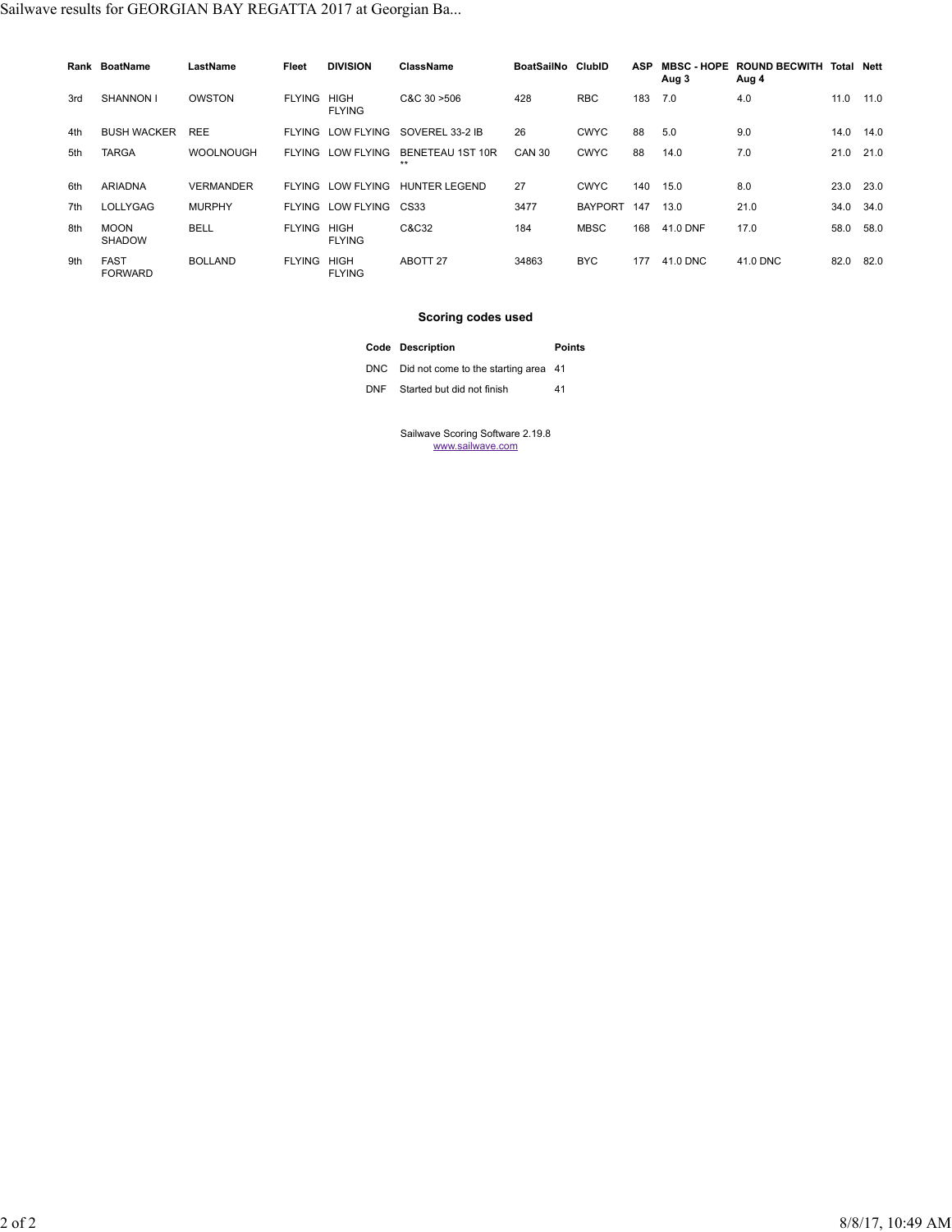| Rank | BoatName | LastName | Fleet | DIVISION | ClassName | BoatSailNo | ClubID | ASP | MBSC - HOPE Aug 3 | ROUND BECWITH Aug 4 | Total | Nett |
|---|---|---|---|---|---|---|---|---|---|---|---|---|
| 3rd | SHANNON I | OWSTON | FLYING | HIGH FLYING | C&C 30 >506 | 428 | RBC | 183 | 7.0 | 4.0 | 11.0 | 11.0 |
| 4th | BUSH WACKER | REE | FLYING | LOW FLYING | SOVEREL 33-2 IB | 26 | CWYC | 88 | 5.0 | 9.0 | 14.0 | 14.0 |
| 5th | TARGA | WOOLNOUGH | FLYING | LOW FLYING | BENETEAU 1ST 10R ** | CAN 30 | CWYC | 88 | 14.0 | 7.0 | 21.0 | 21.0 |
| 6th | ARIADNA | VERMANDER | FLYING | LOW FLYING | HUNTER LEGEND | 27 | CWYC | 140 | 15.0 | 8.0 | 23.0 | 23.0 |
| 7th | LOLLYGAG | MURPHY | FLYING | LOW FLYING | CS33 | 3477 | BAYPORT | 147 | 13.0 | 21.0 | 34.0 | 34.0 |
| 8th | MOON SHADOW | BELL | FLYING | HIGH FLYING | C&C32 | 184 | MBSC | 168 | 41.0 DNF | 17.0 | 58.0 | 58.0 |
| 9th | FAST FORWARD | BOLLAND | FLYING | HIGH FLYING | ABOTT 27 | 34863 | BYC | 177 | 41.0 DNC | 41.0 DNC | 82.0 | 82.0 |

### Scoring codes used

| Code | Description | Points |
|---|---|---|
| DNC | Did not come to the starting area | 41 |
| DNF | Started but did not finish | 41 |

Sailwave Scoring Software 2.19.8
www.sailwave.com